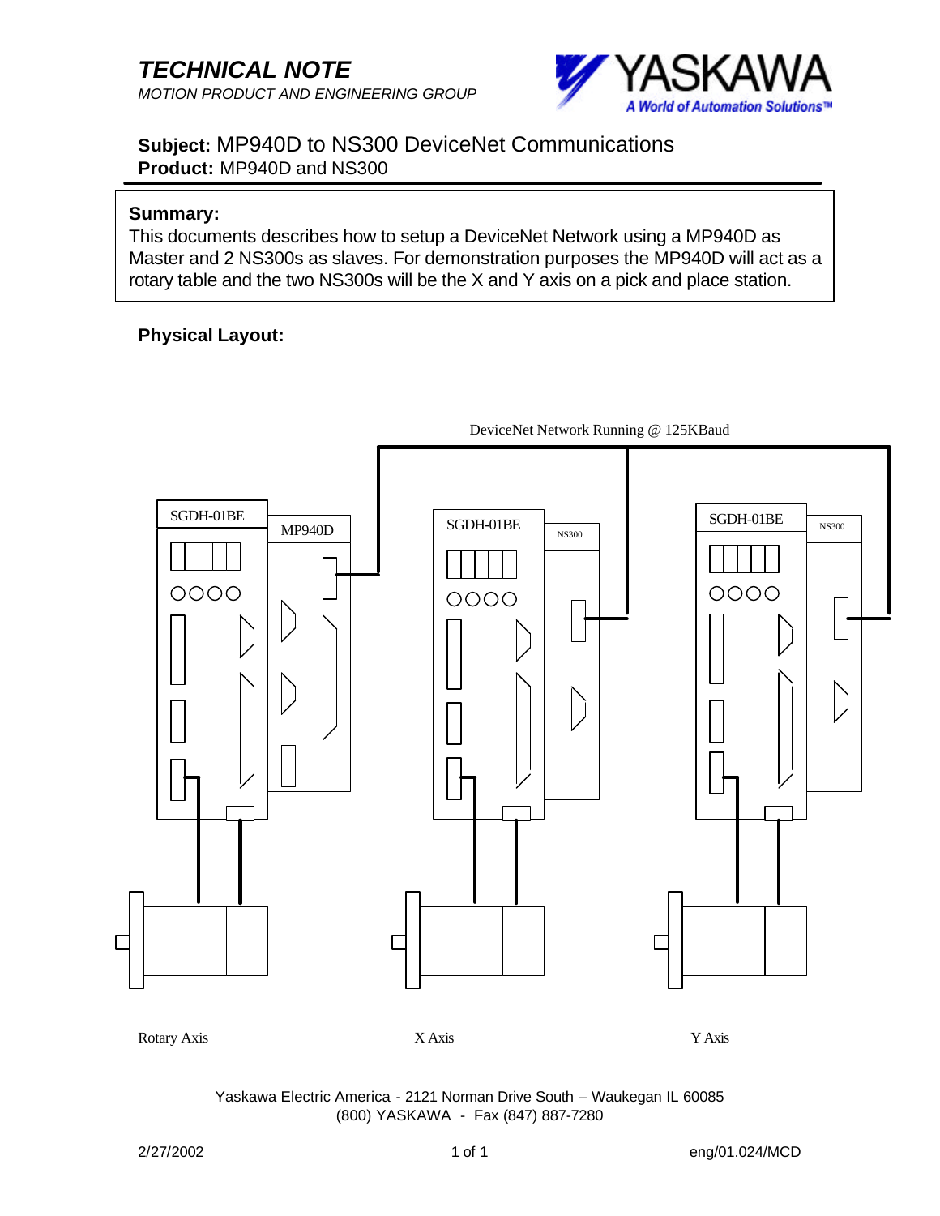# TECHNICAL NOTE

*MOTION PRODUCT AND ENGINEERING GROUP*

**Subject:** MP940D to NS300 DeviceNet Communications
**Product:** MP940D and NS300

**Summary:**
This documents describes how to setup a DeviceNet Network using a MP940D as Master and 2 NS300s as slaves. For demonstration purposes the MP940D will act as a rotary table and the two NS300s will be the X and Y axis on a pick and place station.

**Physical Layout:**

DeviceNet Network Running @ 125KBaud

SGDH-01BE MP940D

SGDH-01BE NS300

SGDH-01BE NS300

Rotary Axis X Axis Y Axis

Yaskawa Electric America - 2121 Norman Drive South – Waukegan IL 60085
(800) YASKAWA - Fax (847) 887-7280

2/27/2002 eng/01.024/MCD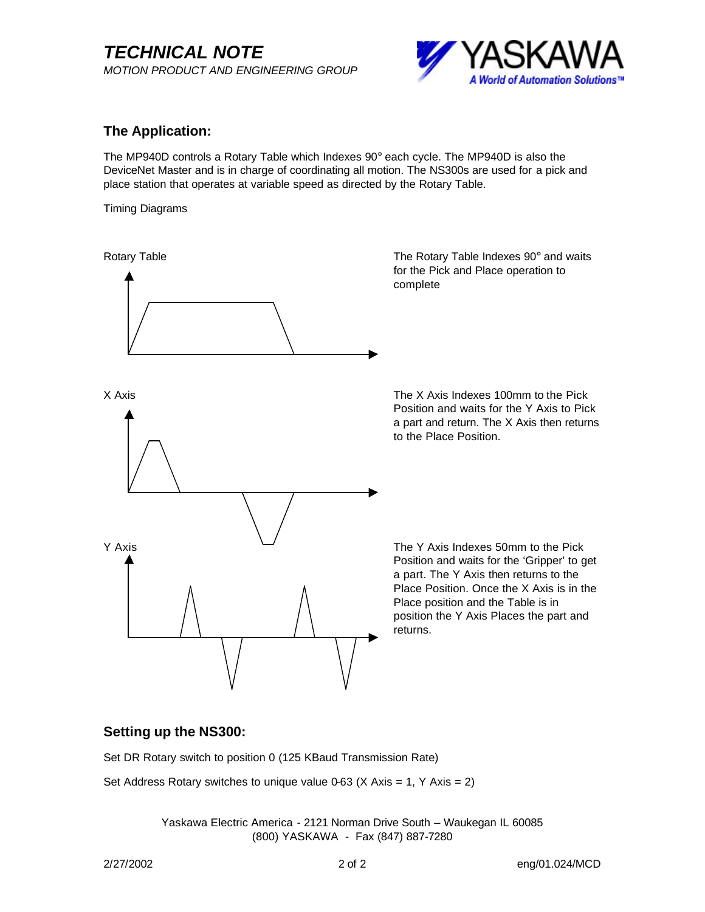## The Application:

The MP940D controls a Rotary Table which Indexes 90° each cycle. The MP940D is also the DeviceNet Master and is in charge of coordinating all motion. The NS300s are used for a pick and place station that operates at variable speed as directed by the Rotary Table.

Timing Diagrams

Rotary Table

The Rotary Table Indexes 90° and waits for the Pick and Place operation to complete

X Axis

The X Axis Indexes 100mm to the Pick Position and waits for the Y Axis to Pick a part and return. The X Axis then returns to the Place Position.

Y Axis

The Y Axis Indexes 50mm to the Pick Position and waits for the 'Gripper' to get a part. The Y Axis then returns to the Place Position. Once the X Axis is in the Place position and the Table is in position the Y Axis Places the part and returns.

## Setting up the NS300:

Set DR Rotary switch to position 0 (125 KBaud Transmission Rate)

Set Address Rotary switches to unique value 0-63 (X Axis = 1, Y Axis = 2)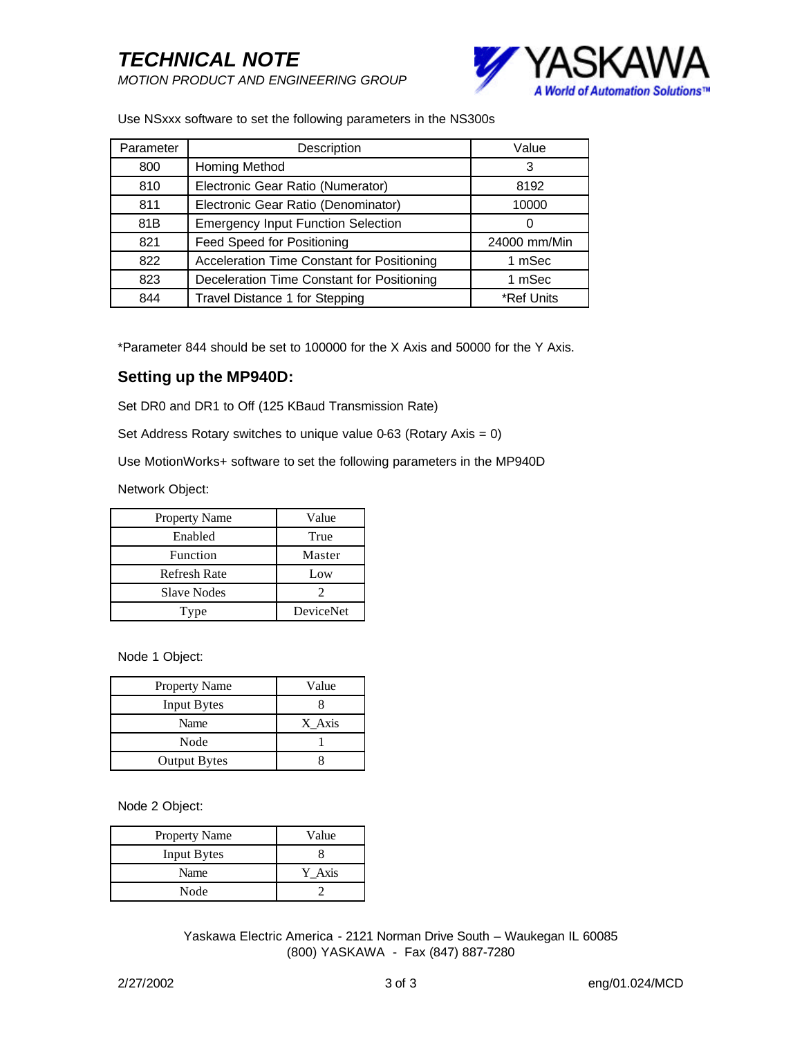Use NSxxx software to set the following parameters in the NS300s

| Parameter | Description | Value |
| --- | --- | --- |
| 800 | Homing Method | 3 |
| 810 | Electronic Gear Ratio (Numerator) | 8192 |
| 811 | Electronic Gear Ratio (Denominator) | 10000 |
| 81B | Emergency Input Function Selection | 0 |
| 821 | Feed Speed for Positioning | 24000 mm/Min |
| 822 | Acceleration Time Constant for Positioning | 1 mSec |
| 823 | Deceleration Time Constant for Positioning | 1 mSec |
| 844 | Travel Distance 1 for Stepping | *Ref Units |

*Parameter 844 should be set to 100000 for the X Axis and 50000 for the Y Axis.

## Setting up the MP940D:

Set DR0 and DR1 to Off (125 KBaud Transmission Rate)

Set Address Rotary switches to unique value 0-63 (Rotary Axis = 0)

Use MotionWorks+ software to set the following parameters in the MP940D

Network Object:

| Property Name | Value |
| --- | --- |
| Enabled | True |
| Function | Master |
| Refresh Rate | Low |
| Slave Nodes | 2 |
| Type | DeviceNet |

Node 1 Object:

| Property Name | Value |
| --- | --- |
| Input Bytes | 8 |
| Name | X_Axis |
| Node | 1 |
| Output Bytes | 8 |

Node 2 Object:

| Property Name | Value |
| --- | --- |
| Input Bytes | 8 |
| Name | Y_Axis |
| Node | 2 |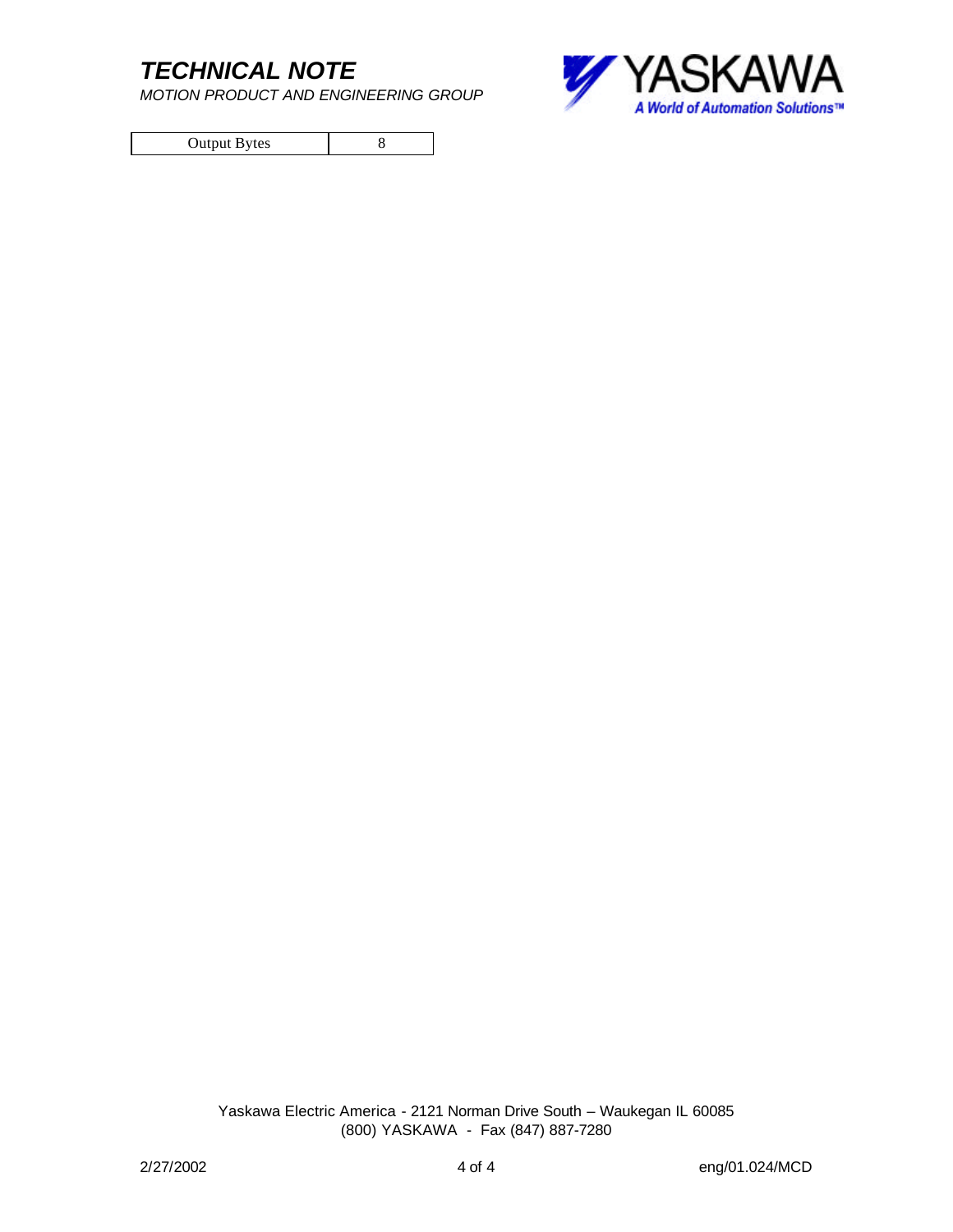| Output Bytes | 8 |
|---|---|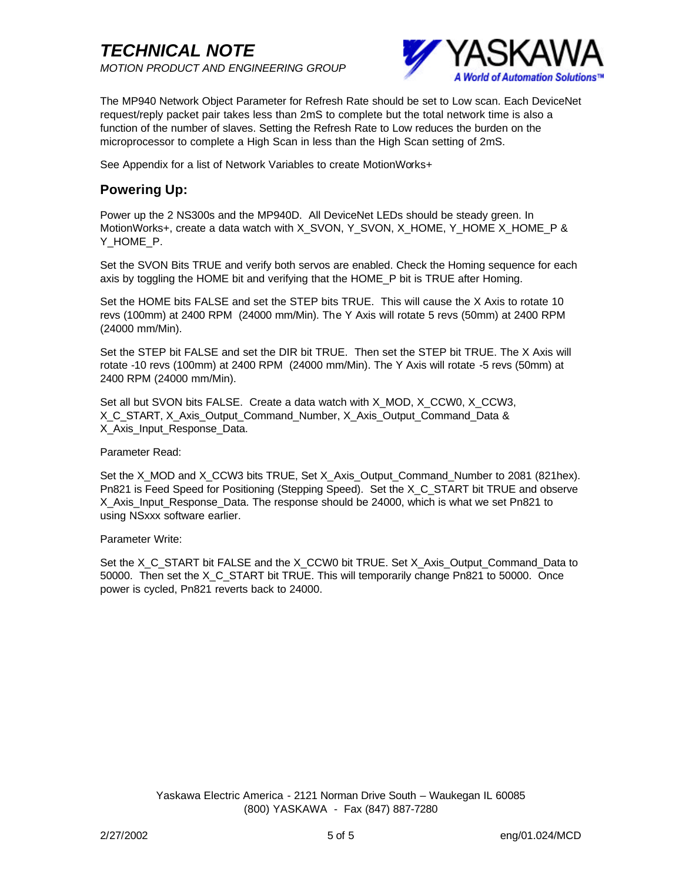The MP940 Network Object Parameter for Refresh Rate should be set to Low scan. Each DeviceNet request/reply packet pair takes less than 2mS to complete but the total network time is also a function of the number of slaves. Setting the Refresh Rate to Low reduces the burden on the microprocessor to complete a High Scan in less than the High Scan setting of 2mS.

See Appendix for a list of Network Variables to create MotionWorks+

## Powering Up:

Power up the 2 NS300s and the MP940D. All DeviceNet LEDs should be steady green. In MotionWorks+, create a data watch with X_SVON, Y_SVON, X_HOME, Y_HOME X_HOME_P & Y_HOME_P.

Set the SVON Bits TRUE and verify both servos are enabled. Check the Homing sequence for each axis by toggling the HOME bit and verifying that the HOME_P bit is TRUE after Homing.

Set the HOME bits FALSE and set the STEP bits TRUE. This will cause the X Axis to rotate 10 revs (100mm) at 2400 RPM (24000 mm/Min). The Y Axis will rotate 5 revs (50mm) at 2400 RPM (24000 mm/Min).

Set the STEP bit FALSE and set the DIR bit TRUE. Then set the STEP bit TRUE. The X Axis will rotate -10 revs (100mm) at 2400 RPM (24000 mm/Min). The Y Axis will rotate -5 revs (50mm) at 2400 RPM (24000 mm/Min).

Set all but SVON bits FALSE. Create a data watch with X_MOD, X_CCW0, X_CCW3, X_C_START, X_Axis_Output_Command_Number, X_Axis_Output_Command_Data & X_Axis_Input_Response_Data.

Parameter Read:

Set the X_MOD and X_CCW3 bits TRUE, Set X_Axis_Output_Command_Number to 2081 (821hex). Pn821 is Feed Speed for Positioning (Stepping Speed). Set the X_C_START bit TRUE and observe X_Axis_Input_Response_Data. The response should be 24000, which is what we set Pn821 to using NSxxx software earlier.

Parameter Write:

Set the X_C_START bit FALSE and the X_CCW0 bit TRUE. Set X_Axis_Output_Command_Data to 50000. Then set the X_C_START bit TRUE. This will temporarily change Pn821 to 50000. Once power is cycled, Pn821 reverts back to 24000.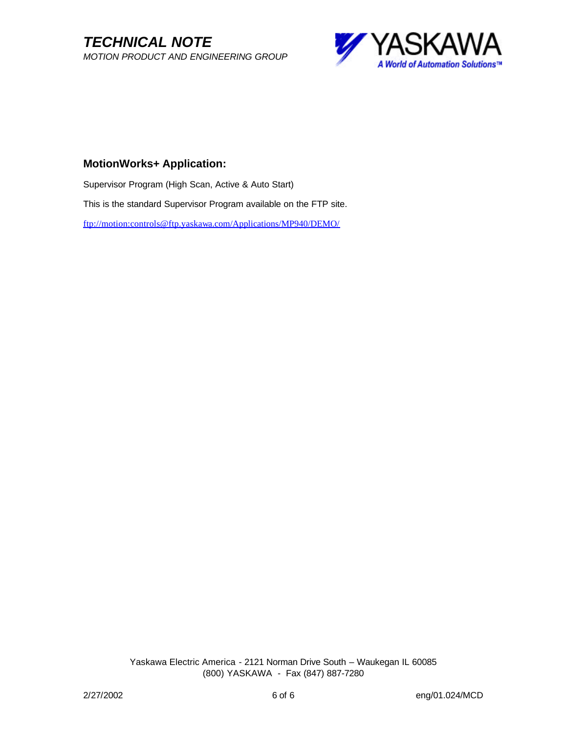## MotionWorks+ Application:

Supervisor Program (High Scan, Active & Auto Start)

This is the standard Supervisor Program available on the FTP site.

ftp://motion:controls@ftp.yaskawa.com/Applications/MP940/DEMO/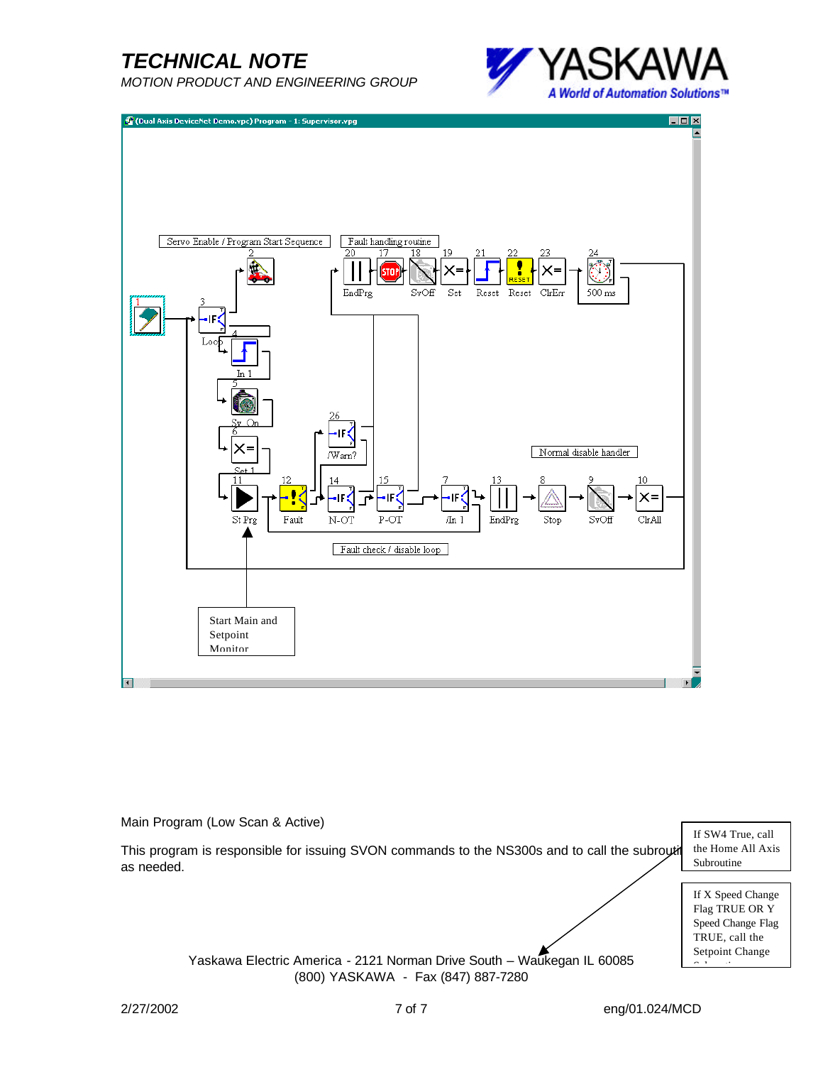Main Program (Low Scan & Active)

This program is responsible for issuing SVON commands to the NS300s and to call the subrouti as needed.

If SW4 True, call the Home All Axis Subroutine

If X Speed Change Flag TRUE OR Y Speed Change Flag TRUE, call the Setpoint Change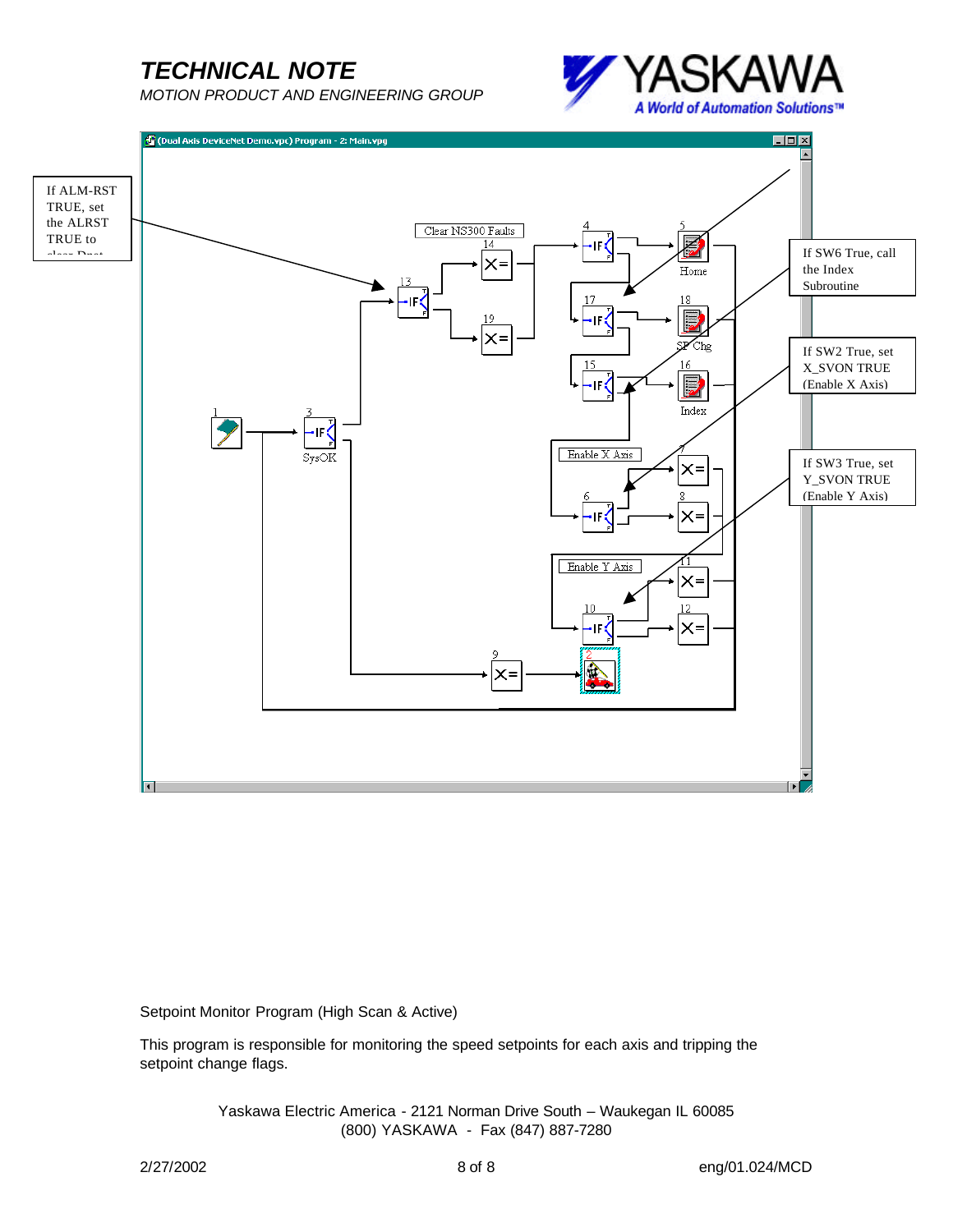If ALM-RST TRUE, set the ALRST TRUE to clear Dnet

If SW6 True, call the Index Subroutine

If SW2 True, set X_SVON TRUE (Enable X Axis)

If SW3 True, set Y_SVON TRUE (Enable Y Axis)

Setpoint Monitor Program (High Scan & Active)

This program is responsible for monitoring the speed setpoints for each axis and tripping the setpoint change flags.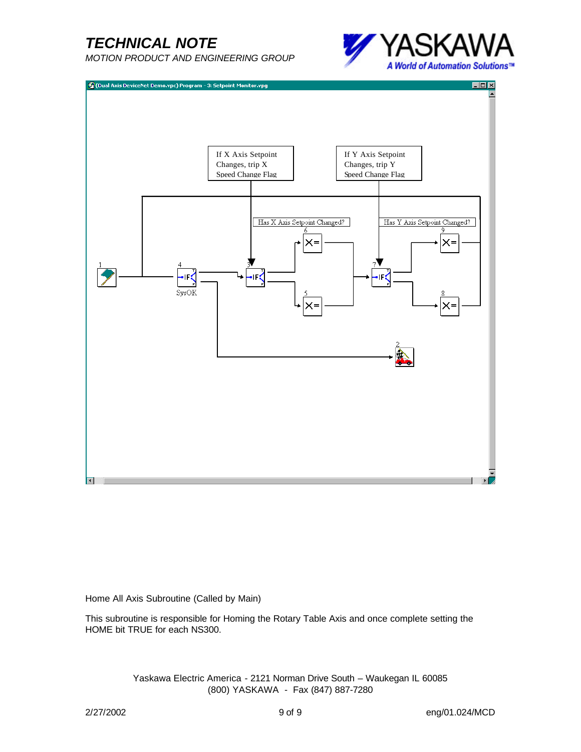(Dual Axis DeviceNet Demo.vpc) Program - 3: Setpoint Monitor.vpg

If X Axis Setpoint Changes, trip X Speed Change Flag

If Y Axis Setpoint Changes, trip Y Speed Change Flag

Has X Axis Setpoint Changed?

Has Y Axis Setpoint Changed?

SysOK

Home All Axis Subroutine (Called by Main)

This subroutine is responsible for Homing the Rotary Table Axis and once complete setting the HOME bit TRUE for each NS300.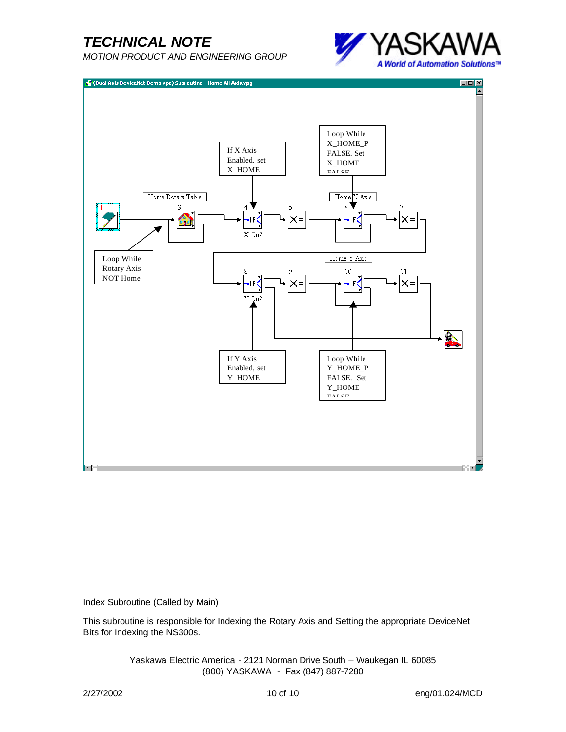Index Subroutine (Called by Main)

This subroutine is responsible for Indexing the Rotary Axis and Setting the appropriate DeviceNet Bits for Indexing the NS300s.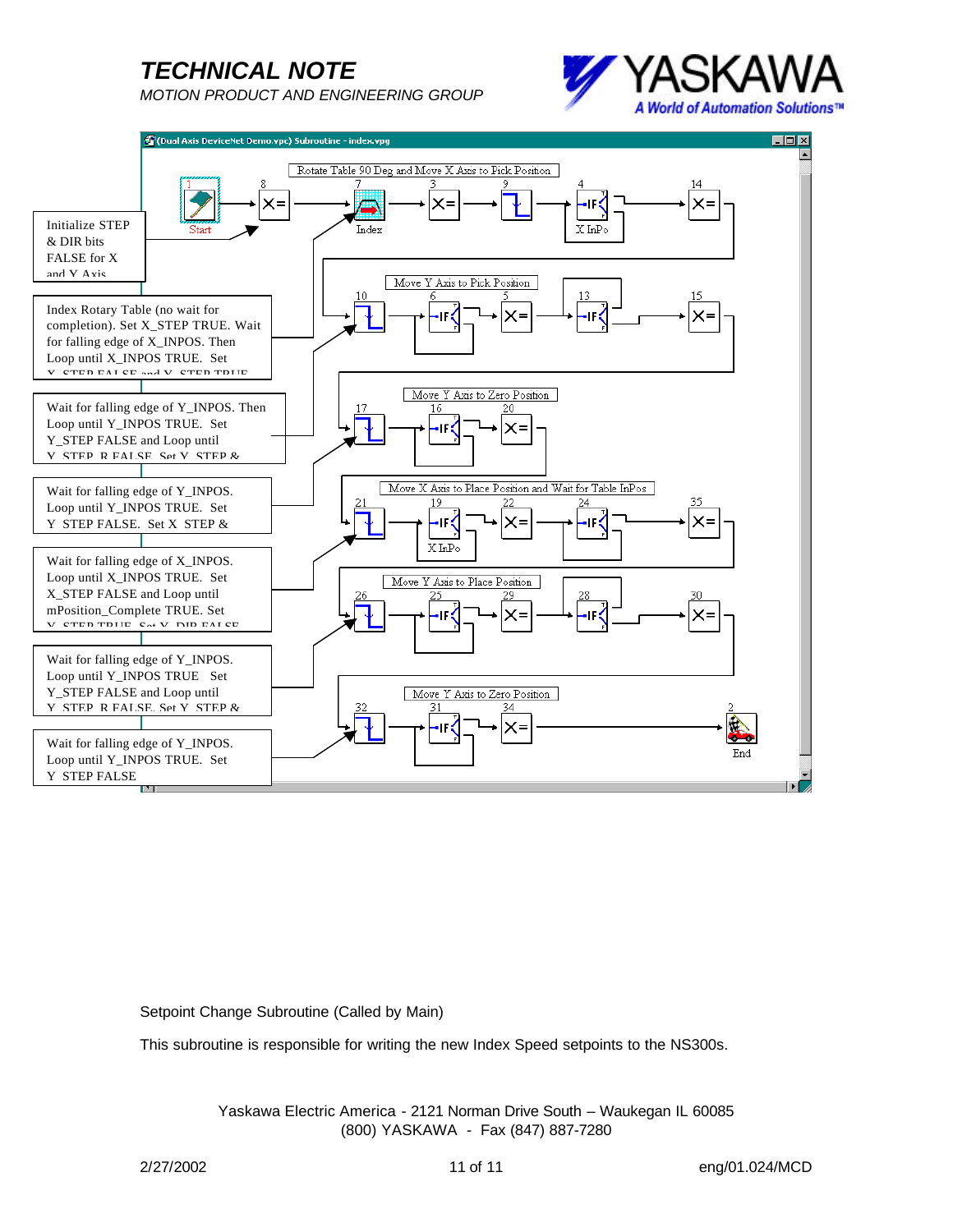(Dual Axis DeviceNet Demo.vpc) Subroutine - index.vpg

Rotate Table 90 Deg and Move X Axis to Pick Position

Start — Index — X InPo

Initialize STEP & DIR bits FALSE for X and Y Axis

Move Y Axis to Pick Position

Index Rotary Table (no wait for completion). Set X_STEP TRUE. Wait for falling edge of X_INPOS. Then Loop until X_INPOS TRUE. Set X_STEP FALSE and Y_STEP TRUE

Move Y Axis to Zero Position

Wait for falling edge of Y_INPOS. Then Loop until Y_INPOS TRUE. Set Y_STEP FALSE and Loop until Y_STEP_R FALSE. Set Y_STEP &

Move X Axis to Place Position and Wait for Table InPos

X InPo

Wait for falling edge of Y_INPOS. Loop until Y_INPOS TRUE. Set Y_STEP FALSE. Set X_STEP &

Move Y Axis to Place Position

Wait for falling edge of X_INPOS. Loop until X_INPOS TRUE. Set X_STEP FALSE and Loop until mPosition_Complete TRUE. Set Y_STEP TRUE. Set Y_DIR FALSE

Move Y Axis to Zero Position

Wait for falling edge of Y_INPOS. Loop until Y_INPOS TRUE Set Y_STEP FALSE and Loop until Y_STEP_R FALSE. Set Y_STEP &

End

Wait for falling edge of Y_INPOS. Loop until Y_INPOS TRUE. Set Y_STEP FALSE

Setpoint Change Subroutine (Called by Main)

This subroutine is responsible for writing the new Index Speed setpoints to the NS300s.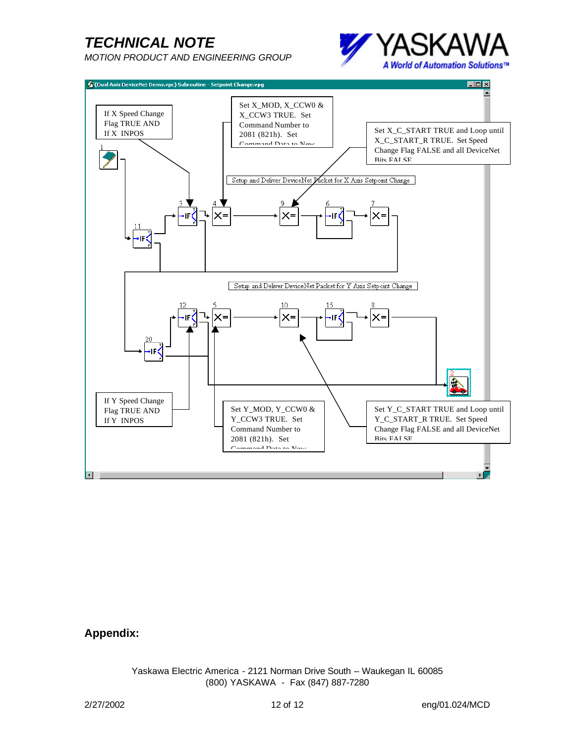(Dual Axis DeviceNet Demo.vpc) Subroutine - Setpoint Change.vpg

If X Speed Change Flag TRUE AND If X INPOS

Set X_MOD, X_CCW0 & X_CCW3 TRUE. Set Command Number to 2081 (821h). Set Command Data to New

Set X_C_START TRUE and Loop until X_C_START_R TRUE. Set Speed Change Flag FALSE and all DeviceNet Bits FALSE

Setup and Deliver DeviceNet Packet for X Axis Setpoint Change

Setup and Deliver DeviceNet Packet for Y Axis Setpoint Change

If Y Speed Change Flag TRUE AND If Y INPOS

Set Y_MOD, Y_CCW0 & Y_CCW3 TRUE. Set Command Number to 2081 (821h). Set Command Data to New

Set Y_C_START TRUE and Loop until Y_C_START_R TRUE. Set Speed Change Flag FALSE and all DeviceNet Bits FALSE

## Appendix: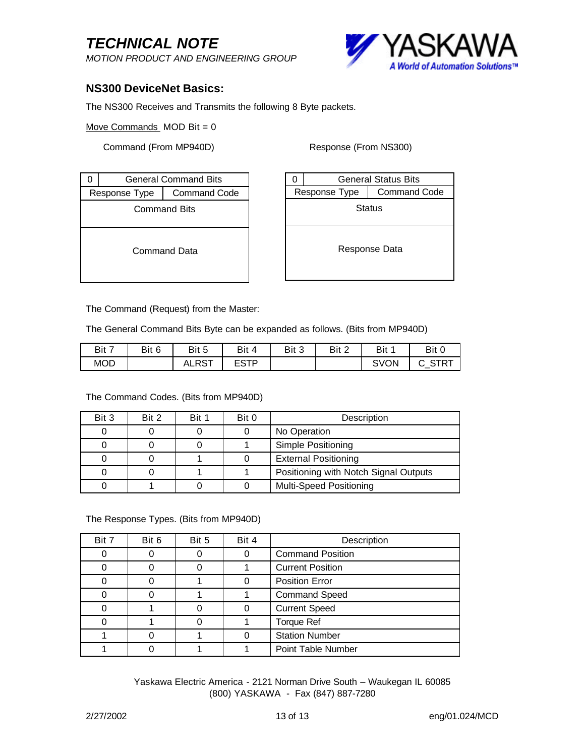## NS300 DeviceNet Basics:

The NS300 Receives and Transmits the following 8 Byte packets.

Move Commands  MOD Bit = 0

Command (From MP940D)

| 0 | General Command Bits |
|---|---|
| Response Type | Command Code |
| Command Bits | |
| Command Data | |

Response (From NS300)

| 0 | General Status Bits |
|---|---|
| Response Type | Command Code |
| Status | |
| Response Data | |

The Command (Request) from the Master:

The General Command Bits Byte can be expanded as follows. (Bits from MP940D)

| Bit 7 | Bit 6 | Bit 5 | Bit 4 | Bit 3 | Bit 2 | Bit 1 | Bit 0 |
|---|---|---|---|---|---|---|---|
| MOD | | ALRST | ESTP | | | SVON | C_STRT |

The Command Codes. (Bits from MP940D)

| Bit 3 | Bit 2 | Bit 1 | Bit 0 | Description |
|---|---|---|---|---|
| 0 | 0 | 0 | 0 | No Operation |
| 0 | 0 | 0 | 1 | Simple Positioning |
| 0 | 0 | 1 | 0 | External Positioning |
| 0 | 0 | 1 | 1 | Positioning with Notch Signal Outputs |
| 0 | 1 | 0 | 0 | Multi-Speed Positioning |

The Response Types. (Bits from MP940D)

| Bit 7 | Bit 6 | Bit 5 | Bit 4 | Description |
|---|---|---|---|---|
| 0 | 0 | 0 | 0 | Command Position |
| 0 | 0 | 0 | 1 | Current Position |
| 0 | 0 | 1 | 0 | Position Error |
| 0 | 0 | 1 | 1 | Command Speed |
| 0 | 1 | 0 | 0 | Current Speed |
| 0 | 1 | 0 | 1 | Torque Ref |
| 1 | 0 | 1 | 0 | Station Number |
| 1 | 0 | 1 | 1 | Point Table Number |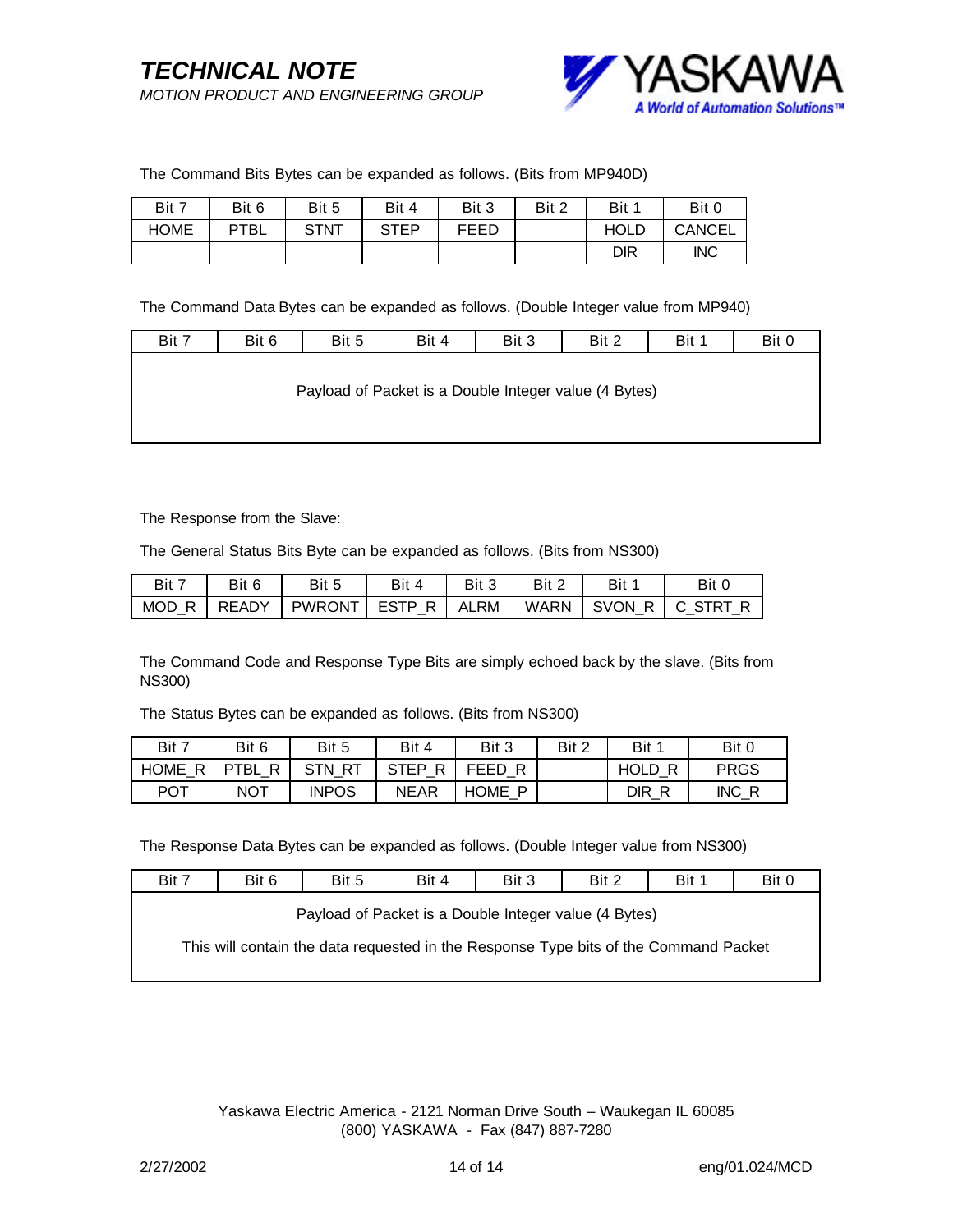The Command Bits Bytes can be expanded as follows. (Bits from MP940D)

| Bit 7 | Bit 6 | Bit 5 | Bit 4 | Bit 3 | Bit 2 | Bit 1 | Bit 0 |
|---|---|---|---|---|---|---|---|
| HOME | PTBL | STNT | STEP | FEED | | HOLD | CANCEL |
| | | | | | | DIR | INC |

The Command Data Bytes can be expanded as follows. (Double Integer value from MP940)

| Bit 7 | Bit 6 | Bit 5 | Bit 4 | Bit 3 | Bit 2 | Bit 1 | Bit 0 |
|---|---|---|---|---|---|---|---|
| Payload of Packet is a Double Integer value (4 Bytes) | | | | | | | |

The Response from the Slave:

The General Status Bits Byte can be expanded as follows. (Bits from NS300)

| Bit 7 | Bit 6 | Bit 5 | Bit 4 | Bit 3 | Bit 2 | Bit 1 | Bit 0 |
|---|---|---|---|---|---|---|---|
| MOD_R | READY | PWRONT | ESTP_R | ALRM | WARN | SVON_R | C_STRT_R |

The Command Code and Response Type Bits are simply echoed back by the slave. (Bits from NS300)

The Status Bytes can be expanded as follows. (Bits from NS300)

| Bit 7 | Bit 6 | Bit 5 | Bit 4 | Bit 3 | Bit 2 | Bit 1 | Bit 0 |
|---|---|---|---|---|---|---|---|
| HOME_R | PTBL_R | STN_RT | STEP_R | FEED_R | | HOLD_R | PRGS |
| POT | NOT | INPOS | NEAR | HOME_P | | DIR_R | INC_R |

The Response Data Bytes can be expanded as follows. (Double Integer value from NS300)

| Bit 7 | Bit 6 | Bit 5 | Bit 4 | Bit 3 | Bit 2 | Bit 1 | Bit 0 |
|---|---|---|---|---|---|---|---|
| Payload of Packet is a Double Integer value (4 Bytes) This will contain the data requested in the Response Type bits of the Command Packet | | | | | | | |

Yaskawa Electric America - 2121 Norman Drive South – Waukegan IL 60085
(800) YASKAWA - Fax (847) 887-7280

2/27/2002 eng/01.024/MCD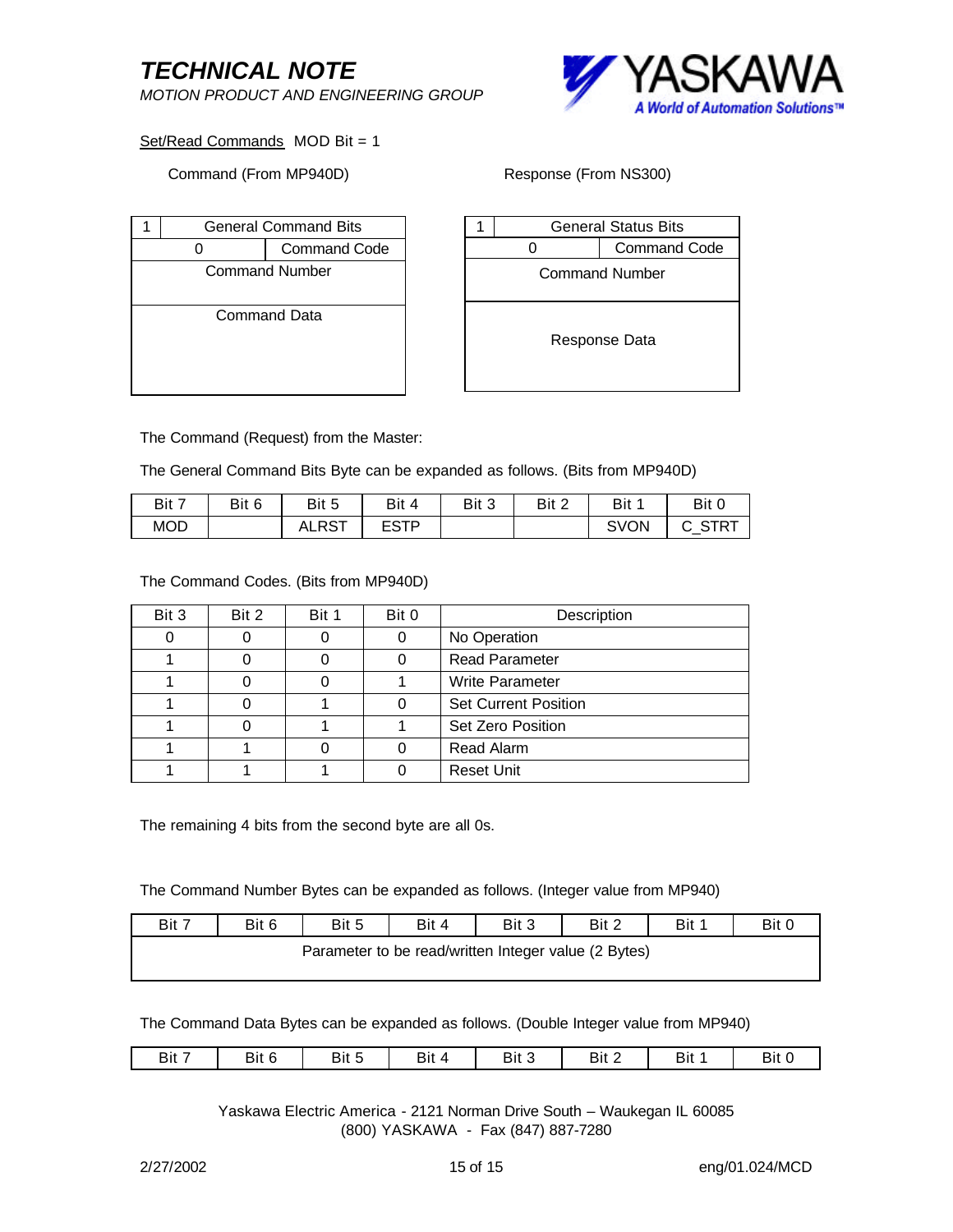Set/Read Commands  MOD Bit = 1

Command (From MP940D)

| 1 | General Command Bits |
|---|---|
| 0 | Command Code |
| Command Number | |
| Command Data | |

Response (From NS300)

| 1 | General Status Bits |
|---|---|
| 0 | Command Code |
| Command Number | |
| Response Data | |

The Command (Request) from the Master:

The General Command Bits Byte can be expanded as follows. (Bits from MP940D)

| Bit 7 | Bit 6 | Bit 5 | Bit 4 | Bit 3 | Bit 2 | Bit 1 | Bit 0 |
|---|---|---|---|---|---|---|---|
| MOD | | ALRST | ESTP | | | SVON | C_STRT |

The Command Codes. (Bits from MP940D)

| Bit 3 | Bit 2 | Bit 1 | Bit 0 | Description |
|---|---|---|---|---|
| 0 | 0 | 0 | 0 | No Operation |
| 1 | 0 | 0 | 0 | Read Parameter |
| 1 | 0 | 0 | 1 | Write Parameter |
| 1 | 0 | 1 | 0 | Set Current Position |
| 1 | 0 | 1 | 1 | Set Zero Position |
| 1 | 1 | 0 | 0 | Read Alarm |
| 1 | 1 | 1 | 0 | Reset Unit |

The remaining 4 bits from the second byte are all 0s.

The Command Number Bytes can be expanded as follows. (Integer value from MP940)

| Bit 7 | Bit 6 | Bit 5 | Bit 4 | Bit 3 | Bit 2 | Bit 1 | Bit 0 |
|---|---|---|---|---|---|---|---|
| Parameter to be read/written Integer value (2 Bytes) | | | | | | | |

The Command Data Bytes can be expanded as follows. (Double Integer value from MP940)

| Bit 7 | Bit 6 | Bit 5 | Bit 4 | Bit 3 | Bit 2 | Bit 1 | Bit 0 |
|---|---|---|---|---|---|---|---|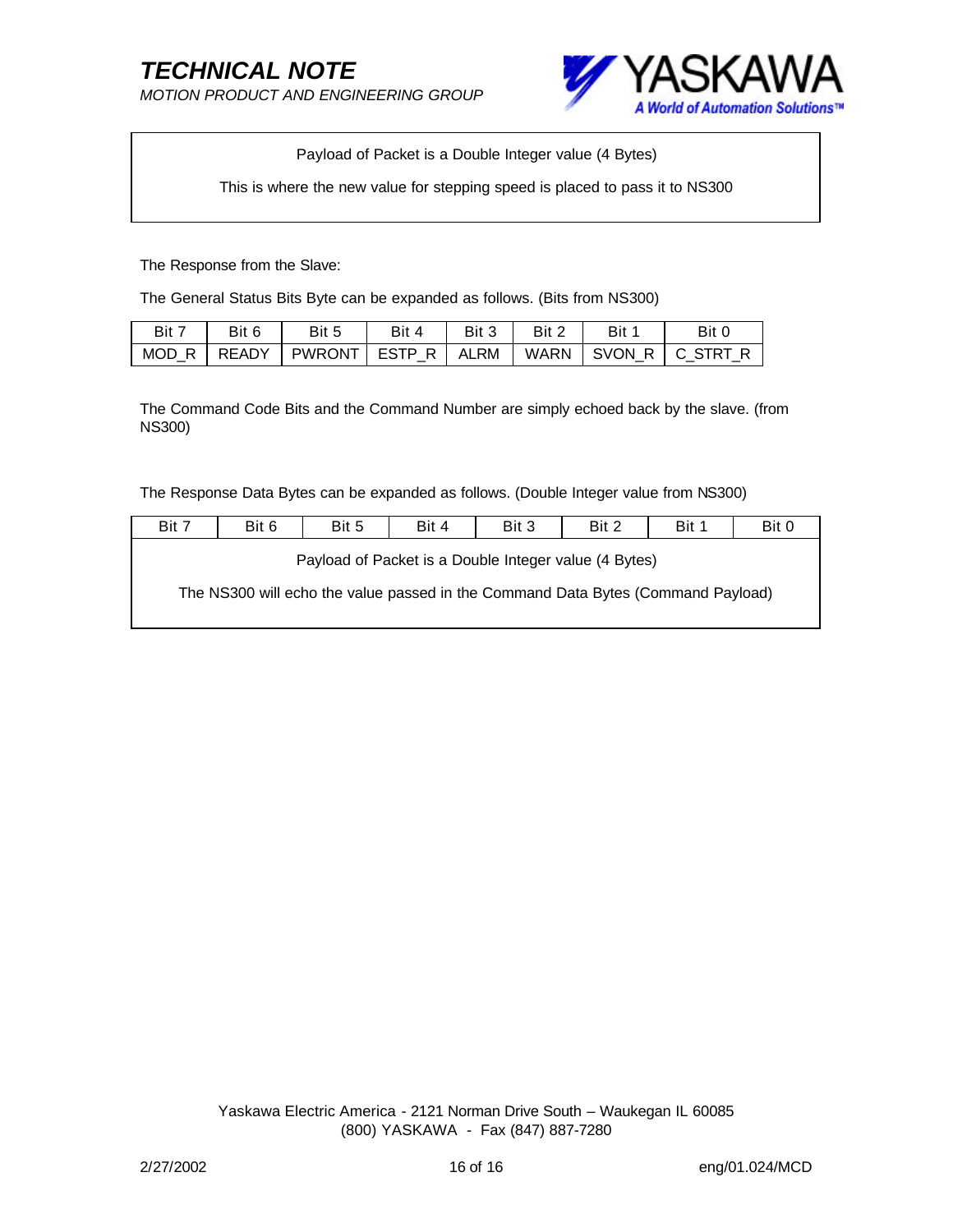| Payload of Packet is a Double Integer value (4 Bytes) |
|---|
| This is where the new value for stepping speed is placed to pass it to NS300 |

The Response from the Slave:

The General Status Bits Byte can be expanded as follows. (Bits from NS300)

| Bit 7 | Bit 6 | Bit 5 | Bit 4 | Bit 3 | Bit 2 | Bit 1 | Bit 0 |
|---|---|---|---|---|---|---|---|
| MOD_R | READY | PWRONT | ESTP_R | ALRM | WARN | SVON_R | C_STRT_R |

The Command Code Bits and the Command Number are simply echoed back by the slave. (from NS300)

The Response Data Bytes can be expanded as follows. (Double Integer value from NS300)

| Bit 7 | Bit 6 | Bit 5 | Bit 4 | Bit 3 | Bit 2 | Bit 1 | Bit 0 |
|---|---|---|---|---|---|---|---|
| Payload of Packet is a Double Integer value (4 Bytes)<br>The NS300 will echo the value passed in the Command Data Bytes (Command Payload) | | | | | | | |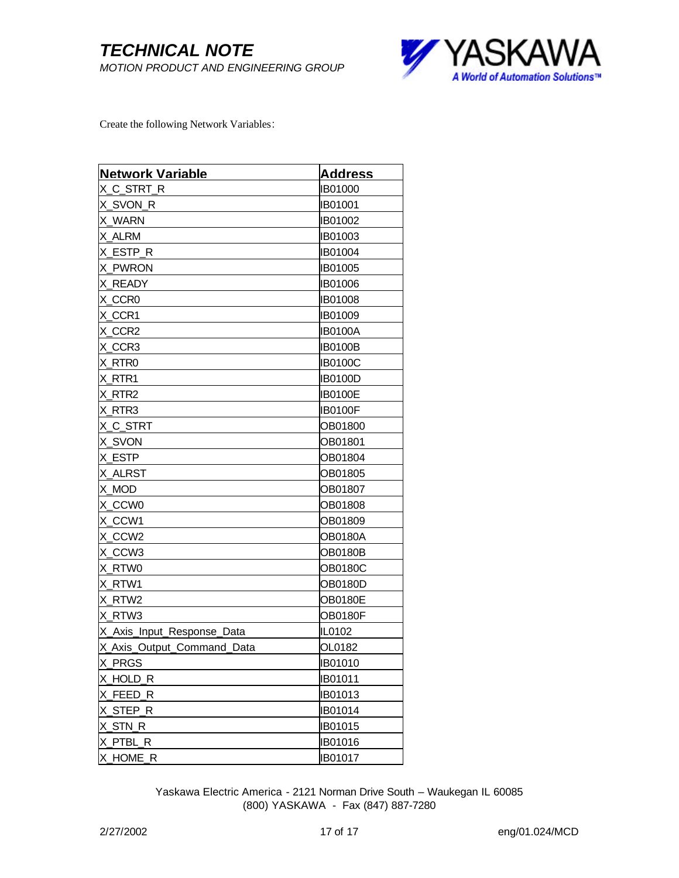Create the following Network Variables:

| Network Variable | Address |
|---|---|
| X_C_STRT_R | IB01000 |
| X_SVON_R | IB01001 |
| X_WARN | IB01002 |
| X_ALRM | IB01003 |
| X_ESTP_R | IB01004 |
| X_PWRON | IB01005 |
| X_READY | IB01006 |
| X_CCR0 | IB01008 |
| X_CCR1 | IB01009 |
| X_CCR2 | IB0100A |
| X_CCR3 | IB0100B |
| X_RTR0 | IB0100C |
| X_RTR1 | IB0100D |
| X_RTR2 | IB0100E |
| X_RTR3 | IB0100F |
| X_C_STRT | OB01800 |
| X_SVON | OB01801 |
| X_ESTP | OB01804 |
| X_ALRST | OB01805 |
| X_MOD | OB01807 |
| X_CCW0 | OB01808 |
| X_CCW1 | OB01809 |
| X_CCW2 | OB0180A |
| X_CCW3 | OB0180B |
| X_RTW0 | OB0180C |
| X_RTW1 | OB0180D |
| X_RTW2 | OB0180E |
| X_RTW3 | OB0180F |
| X_Axis_Input_Response_Data | IL0102 |
| X_Axis_Output_Command_Data | OL0182 |
| X_PRGS | IB01010 |
| X_HOLD_R | IB01011 |
| X_FEED_R | IB01013 |
| X_STEP_R | IB01014 |
| X_STN_R | IB01015 |
| X_PTBL_R | IB01016 |
| X_HOME_R | IB01017 |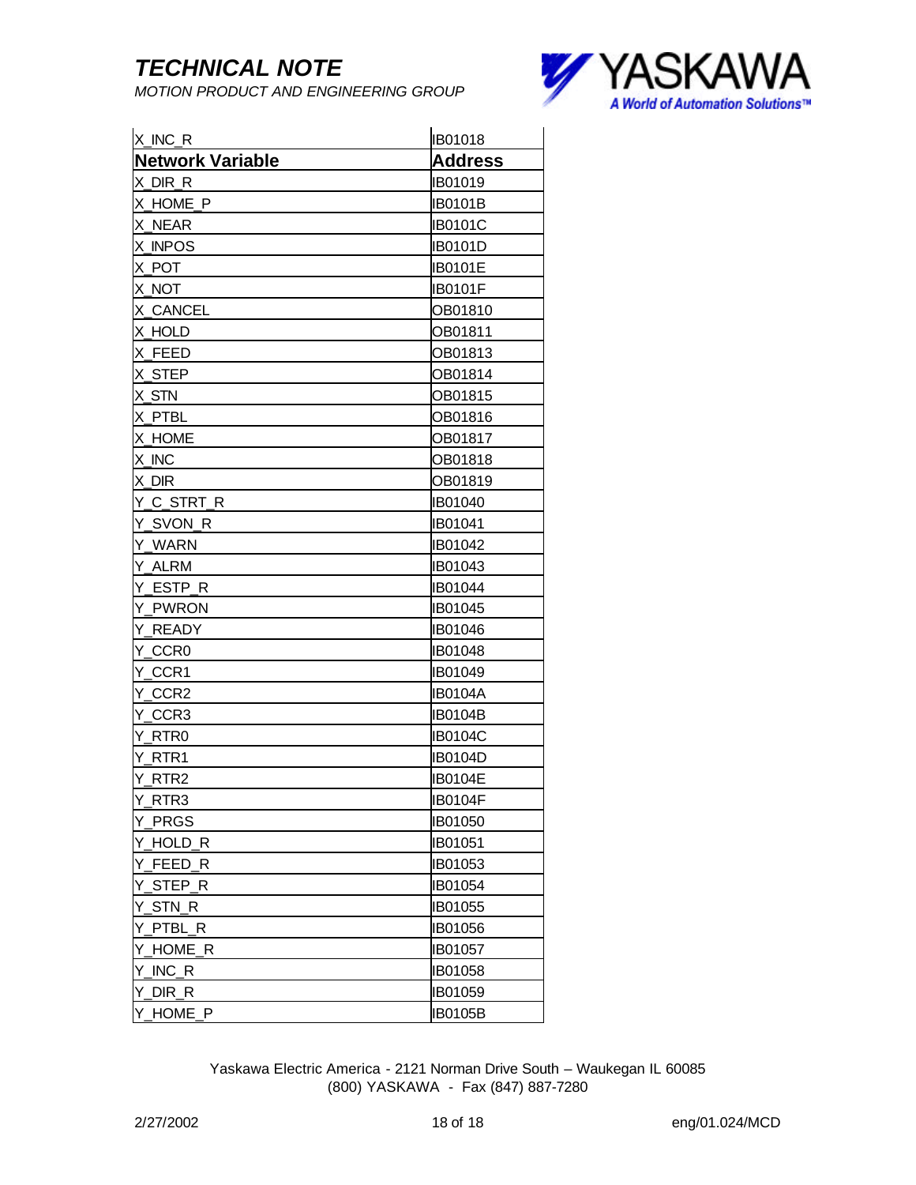| X_INC_R | IB01018 |
|---|---|
| **Network Variable** | **Address** |
| X_DIR_R | IB01019 |
| X_HOME_P | IB0101B |
| X_NEAR | IB0101C |
| X_INPOS | IB0101D |
| X_POT | IB0101E |
| X_NOT | IB0101F |
| X_CANCEL | OB01810 |
| X_HOLD | OB01811 |
| X_FEED | OB01813 |
| X_STEP | OB01814 |
| X_STN | OB01815 |
| X_PTBL | OB01816 |
| X_HOME | OB01817 |
| X_INC | OB01818 |
| X_DIR | OB01819 |
| Y_C_STRT_R | IB01040 |
| Y_SVON_R | IB01041 |
| Y_WARN | IB01042 |
| Y_ALRM | IB01043 |
| Y_ESTP_R | IB01044 |
| Y_PWRON | IB01045 |
| Y_READY | IB01046 |
| Y_CCR0 | IB01048 |
| Y_CCR1 | IB01049 |
| Y_CCR2 | IB0104A |
| Y_CCR3 | IB0104B |
| Y_RTR0 | IB0104C |
| Y_RTR1 | IB0104D |
| Y_RTR2 | IB0104E |
| Y_RTR3 | IB0104F |
| Y_PRGS | IB01050 |
| Y_HOLD_R | IB01051 |
| Y_FEED_R | IB01053 |
| Y_STEP_R | IB01054 |
| Y_STN_R | IB01055 |
| Y_PTBL_R | IB01056 |
| Y_HOME_R | IB01057 |
| Y_INC_R | IB01058 |
| Y_DIR_R | IB01059 |
| Y_HOME_P | IB0105B |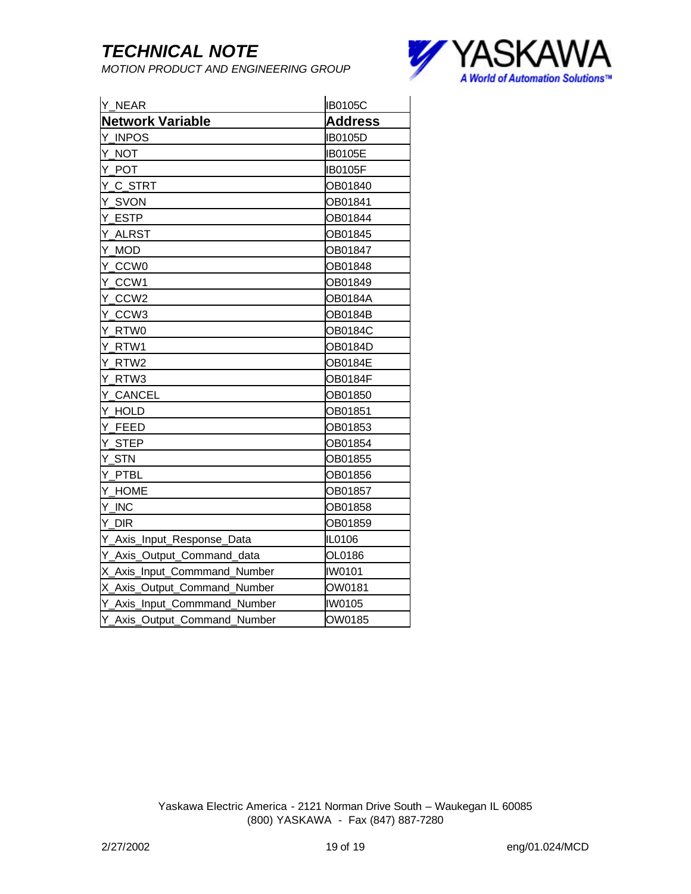| Y_NEAR | IB0105C |
|---|---|
| **Network Variable** | **Address** |
| Y_INPOS | IB0105D |
| Y_NOT | IB0105E |
| Y_POT | IB0105F |
| Y_C_STRT | OB01840 |
| Y_SVON | OB01841 |
| Y_ESTP | OB01844 |
| Y_ALRST | OB01845 |
| Y_MOD | OB01847 |
| Y_CCW0 | OB01848 |
| Y_CCW1 | OB01849 |
| Y_CCW2 | OB0184A |
| Y_CCW3 | OB0184B |
| Y_RTW0 | OB0184C |
| Y_RTW1 | OB0184D |
| Y_RTW2 | OB0184E |
| Y_RTW3 | OB0184F |
| Y_CANCEL | OB01850 |
| Y_HOLD | OB01851 |
| Y_FEED | OB01853 |
| Y_STEP | OB01854 |
| Y_STN | OB01855 |
| Y_PTBL | OB01856 |
| Y_HOME | OB01857 |
| Y_INC | OB01858 |
| Y_DIR | OB01859 |
| Y_Axis_Input_Response_Data | IL0106 |
| Y_Axis_Output_Command_data | OL0186 |
| X_Axis_Input_Commmand_Number | IW0101 |
| X_Axis_Output_Command_Number | OW0181 |
| Y_Axis_Input_Commmand_Number | IW0105 |
| Y_Axis_Output_Command_Number | OW0185 |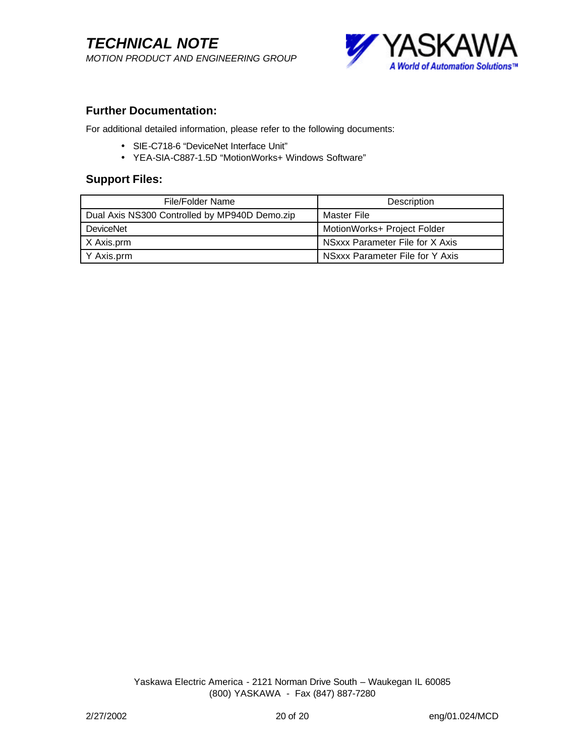## Further Documentation:

For additional detailed information, please refer to the following documents:

- SIE-C718-6 “DeviceNet Interface Unit”
- YEA-SIA-C887-1.5D “MotionWorks+ Windows Software”

## Support Files:

| File/Folder Name | Description |
| --- | --- |
| Dual Axis NS300 Controlled by MP940D Demo.zip | Master File |
| DeviceNet | MotionWorks+ Project Folder |
| X Axis.prm | NSxxx Parameter File for X Axis |
| Y Axis.prm | NSxxx Parameter File for Y Axis |